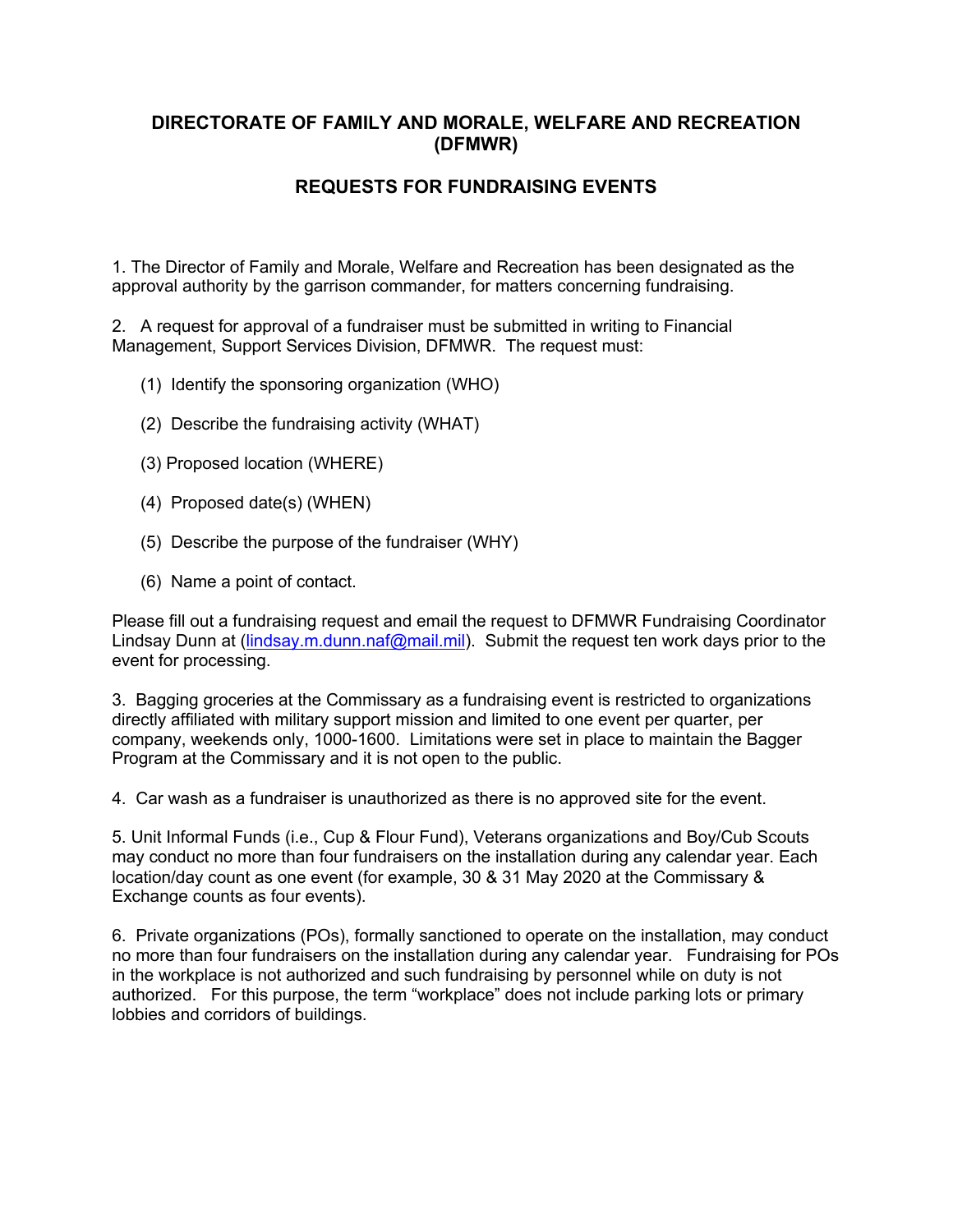# DIRECTORATE OF FAMILY AND MORALE, WELFARE AND RECREATION (DFMWR)

## REQUESTS FOR FUNDRAISING EVENTS

1. The Director of Family and Morale, Welfare and Recreation has been designated as the approval authority by the garrison commander, for matters concerning fundraising.

2. A request for approval of a fundraiser must be submitted in writing to Financial Management, Support Services Division, DFMWR. The request must:

   (1) Identify the sponsoring organization (WHO)

   (2) Describe the fundraising activity (WHAT)

   (3) Proposed location (WHERE)

   (4) Proposed date(s) (WHEN)

   (5) Describe the purpose of the fundraiser (WHY)

   (6) Name a point of contact.

Please fill out a fundraising request and email the request to DFMWR Fundraising Coordinator Lindsay Dunn at (lindsay.m.dunn.naf@mail.mil). Submit the request ten work days prior to the event for processing.

3. Bagging groceries at the Commissary as a fundraising event is restricted to organizations directly affiliated with military support mission and limited to one event per quarter, per company, weekends only, 1000-1600. Limitations were set in place to maintain the Bagger Program at the Commissary and it is not open to the public.

4. Car wash as a fundraiser is unauthorized as there is no approved site for the event.

5. Unit Informal Funds (i.e., Cup & Flour Fund), Veterans organizations and Boy/Cub Scouts may conduct no more than four fundraisers on the installation during any calendar year. Each location/day count as one event (for example, 30 & 31 May 2020 at the Commissary & Exchange counts as four events).

6. Private organizations (POs), formally sanctioned to operate on the installation, may conduct no more than four fundraisers on the installation during any calendar year. Fundraising for POs in the workplace is not authorized and such fundraising by personnel while on duty is not authorized. For this purpose, the term "workplace" does not include parking lots or primary lobbies and corridors of buildings.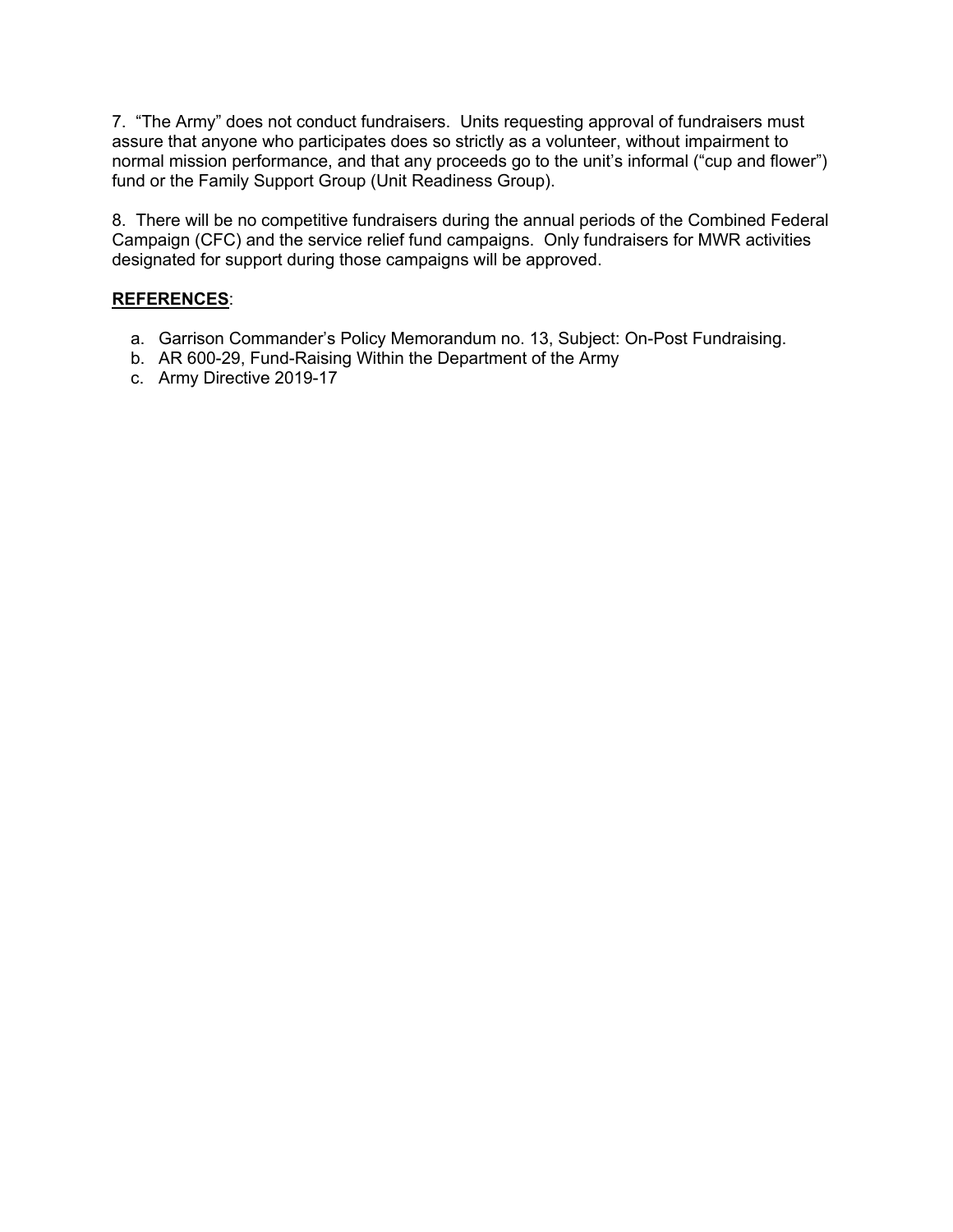7. “The Army” does not conduct fundraisers. Units requesting approval of fundraisers must assure that anyone who participates does so strictly as a volunteer, without impairment to normal mission performance, and that any proceeds go to the unit’s informal (“cup and flower”) fund or the Family Support Group (Unit Readiness Group).

8. There will be no competitive fundraisers during the annual periods of the Combined Federal Campaign (CFC) and the service relief fund campaigns. Only fundraisers for MWR activities designated for support during those campaigns will be approved.

**REFERENCES**:

a. Garrison Commander’s Policy Memorandum no. 13, Subject: On-Post Fundraising.
b. AR 600-29, Fund-Raising Within the Department of the Army
c. Army Directive 2019-17